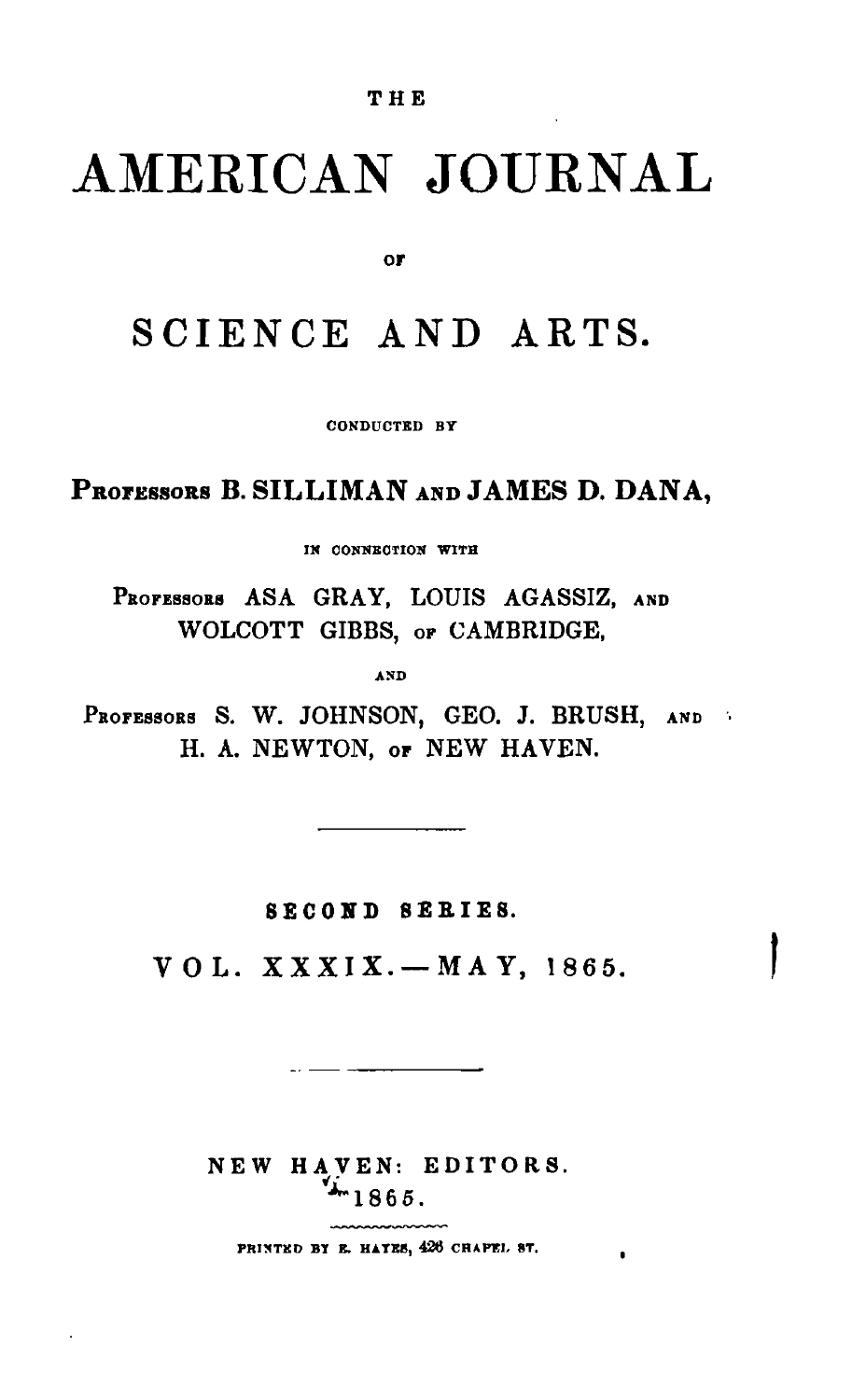THE

# AMERICAN JOURNAL

OF

# SCIENCE AND ARTS.

CONDUCTED BY

PROFESSORS B. SILLIMAN AND JAMES D. DANA,

IN CONNECTION WITH

PROFESSORS ASA GRAY, LOUIS AGASSIZ, AND
WOLCOTT GIBBS, OF CAMBRIDGE,

AND

PROFESSORS S. W. JOHNSON, GEO. J. BRUSH, AND
H. A. NEWTON, OF NEW HAVEN.

---

SECOND SERIES.

VOL. XXXIX.—MAY, 1865.

---

NEW HAVEN: EDITORS.
1865.

PRINTED BY E. HAYES, 426 CHAPEL ST.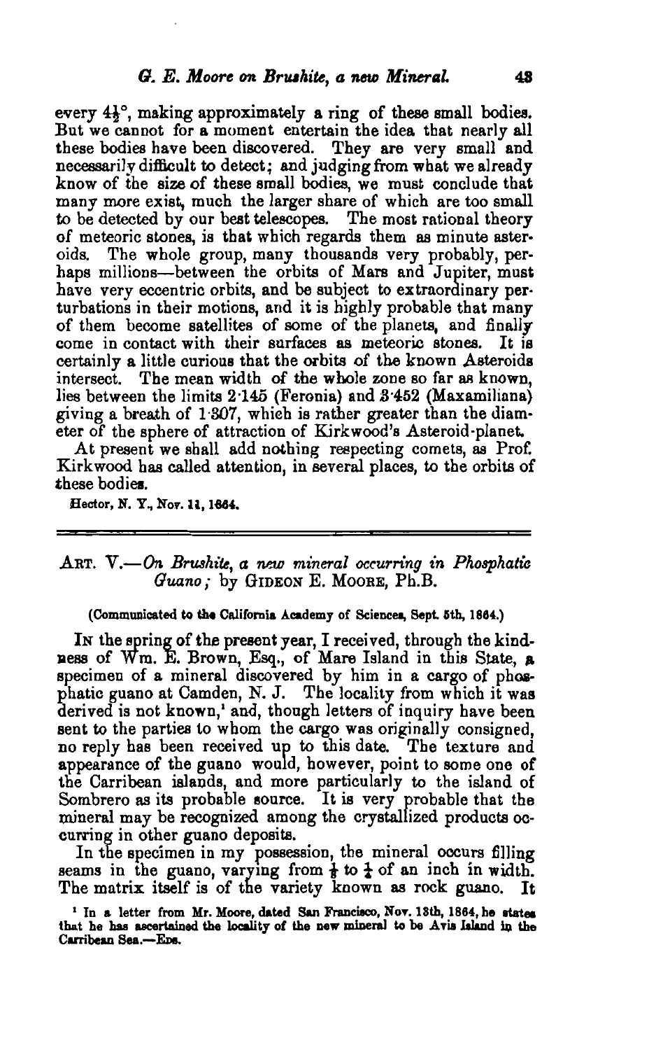every $4\frac{1}{2}°$, making approximately a ring of these small bodies. But we cannot for a moment entertain the idea that nearly all these bodies have been discovered. They are very small and necessarily difficult to detect; and judging from what we already know of the size of these small bodies, we must conclude that many more exist, much the larger share of which are too small to be detected by our best telescopes. The most rational theory of meteoric stones, is that which regards them as minute asteroids. The whole group, many thousands very probably, perhaps millions—between the orbits of Mars and Jupiter, must have very eccentric orbits, and be subject to extraordinary perturbations in their motions, and it is highly probable that many of them become satellites of some of the planets, and finally come in contact with their surfaces as meteoric stones. It is certainly a little curious that the orbits of the known Asteroids intersect. The mean width of the whole zone so far as known, lies between the limits 2·145 (Feronia) and 3·452 (Maxamiliana) giving a breath of 1·307, which is rather greater than the diameter of the sphere of attraction of Kirkwood's Asteroid-planet.

At present we shall add nothing respecting comets, as Prof. Kirkwood has called attention, in several places, to the orbits of these bodies.

Hector, N. Y., Nov. 11, 1864.

## ART. V.—*On Brushite, a new mineral occurring in Phosphatic Guano;* by GIDEON E. MOORE, Ph.B.

(Communicated to the California Academy of Sciences, Sept. 5th, 1864.)

IN the spring of the present year, I received, through the kindness of Wm. E. Brown, Esq., of Mare Island in this State, a specimen of a mineral discovered by him in a cargo of phosphatic guano at Camden, N. J. The locality from which it was derived is not known,[1] and, though letters of inquiry have been sent to the parties to whom the cargo was originally consigned, no reply has been received up to this date. The texture and appearance of the guano would, however, point to some one of the Carribean islands, and more particularly to the island of Sombrero as its probable source. It is very probable that the mineral may be recognized among the crystallized products occurring in other guano deposits.

In the specimen in my possession, the mineral occurs filling seams in the guano, varying from $\frac{1}{8}$ to $\frac{1}{2}$ of an inch in width. The matrix itself is of the variety known as rock guano. It

[1] In a letter from Mr. Moore, dated San Francisco, Nov. 18th, 1864, he states that he has ascertained the locality of the new mineral to be Avis Island in the Carribean Sea.—EDS.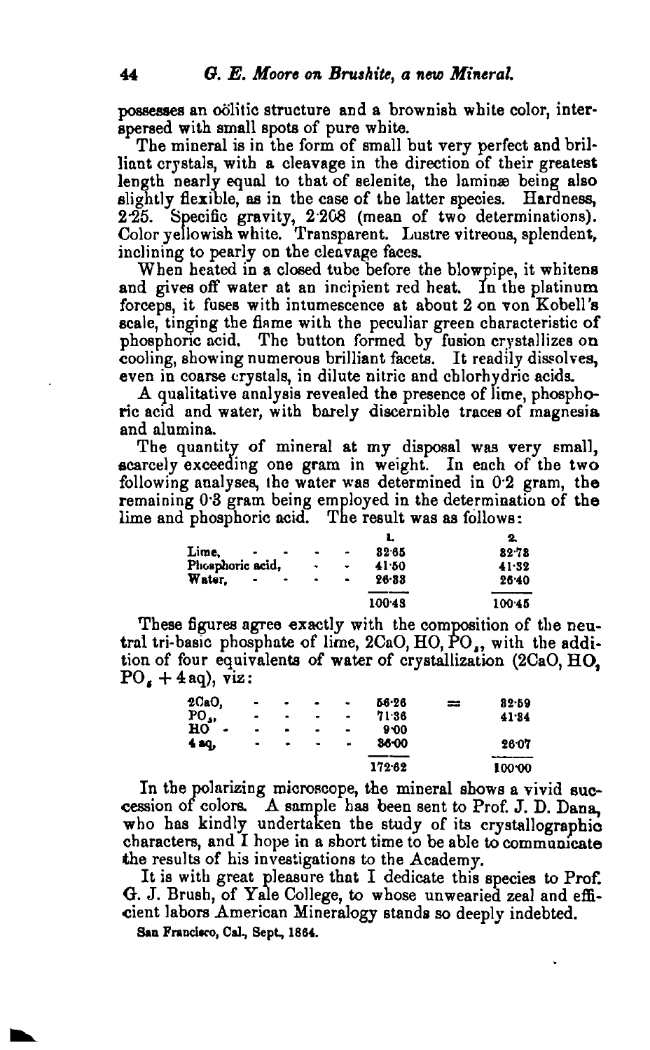possesses an oölitic structure and a brownish white color, interspersed with small spots of pure white.

The mineral is in the form of small but very perfect and brilliant crystals, with a cleavage in the direction of their greatest length nearly equal to that of selenite, the laminæ being also slightly flexible, as in the case of the latter species. Hardness, 2·25. Specific gravity, 2·208 (mean of two determinations). Color yellowish white. Transparent. Lustre vitreous, splendent, inclining to pearly on the cleavage faces.

When heated in a closed tube before the blowpipe, it whitens and gives off water at an incipient red heat. In the platinum forceps, it fuses with intumescence at about 2 on von Kobell's scale, tinging the flame with the peculiar green characteristic of phosphoric acid. The button formed by fusion crystallizes on cooling, showing numerous brilliant facets. It readily dissolves, even in coarse crystals, in dilute nitric and chlorhydric acids.

A qualitative analysis revealed the presence of lime, phosphoric acid and water, with barely discernible traces of magnesia and alumina.

The quantity of mineral at my disposal was very small, scarcely exceeding one gram in weight. In each of the two following analyses, the water was determined in 0·2 gram, the remaining 0·3 gram being employed in the determination of the lime and phosphoric acid. The result was as follows:

| | 1. | 2. |
|---|---|---|
| Lime, | 32·65 | 32·73 |
| Phosphoric acid, | 41·50 | 41·32 |
| Water, | 26·33 | 26·40 |
| | 100·48 | 100·45 |

These figures agree exactly with the composition of the neutral tri-basic phosphate of lime, 2CaO, HO, $PO_5$, with the addition of four equivalents of water of crystallization (2CaO, HO, $PO_5$ + 4 aq), viz:

| | | | |
|---|---|---|---|
| 2CaO, | 56·26 | = | 32·59 |
| $PO_5$, | 71·36 | | 41·34 |
| HO | 9·00 | | |
| 4 aq, | 36·00 | | 26·07 |
| | 172·62 | | 100·00 |

In the polarizing microscope, the mineral shows a vivid succession of colors. A sample has been sent to Prof. J. D. Dana, who has kindly undertaken the study of its crystallographic characters, and I hope in a short time to be able to communicate the results of his investigations to the Academy.

It is with great pleasure that I dedicate this species to Prof. G. J. Brush, of Yale College, to whose unwearied zeal and efficient labors American Mineralogy stands so deeply indebted.

San Francisco, Cal., Sept., 1864.